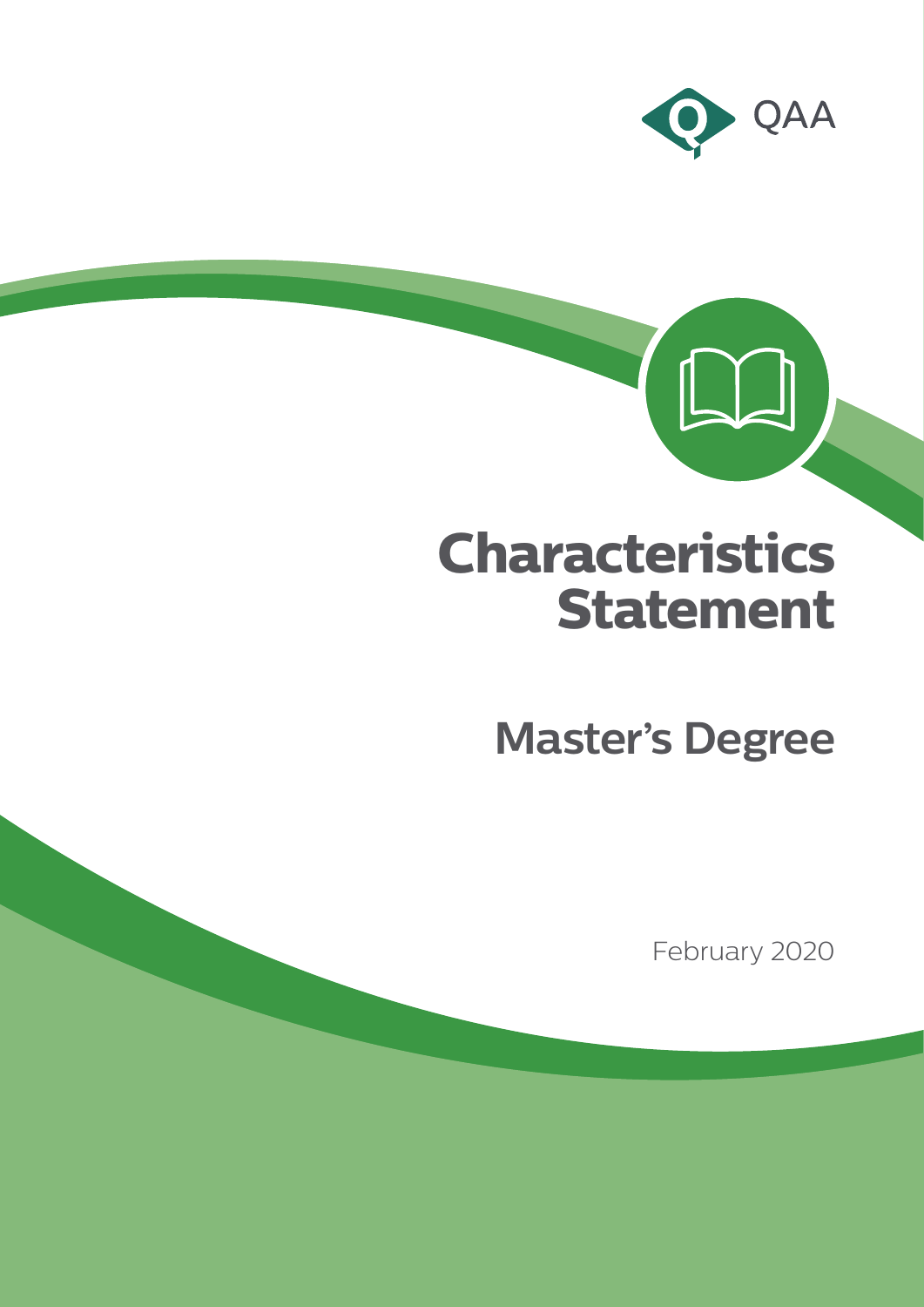QAA

# Characteristics Statement

## Master's Degree

February 2020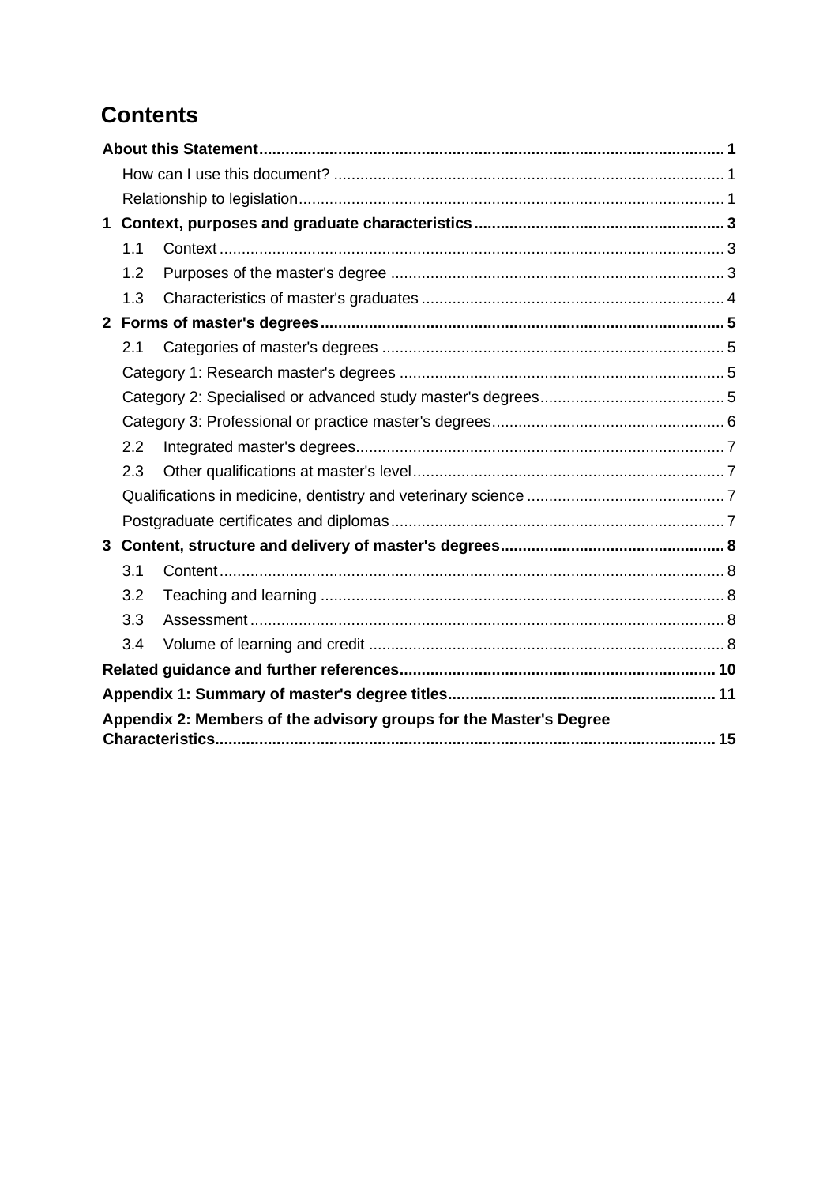# Contents

**About this Statement** ... **1**

How can I use this document? ... 1

Relationship to legislation ... 1

**1 Context, purposes and graduate characteristics** ... **3**

1.1 Context ... 3

1.2 Purposes of the master's degree ... 3

1.3 Characteristics of master's graduates ... 4

**2 Forms of master's degrees** ... **5**

2.1 Categories of master's degrees ... 5

Category 1: Research master's degrees ... 5

Category 2: Specialised or advanced study master's degrees ... 5

Category 3: Professional or practice master's degrees ... 6

2.2 Integrated master's degrees ... 7

2.3 Other qualifications at master's level ... 7

Qualifications in medicine, dentistry and veterinary science ... 7

Postgraduate certificates and diplomas ... 7

**3 Content, structure and delivery of master's degrees** ... **8**

3.1 Content ... 8

3.2 Teaching and learning ... 8

3.3 Assessment ... 8

3.4 Volume of learning and credit ... 8

**Related guidance and further references** ... **10**

**Appendix 1: Summary of master's degree titles** ... **11**

**Appendix 2: Members of the advisory groups for the Master's Degree Characteristics** ... **15**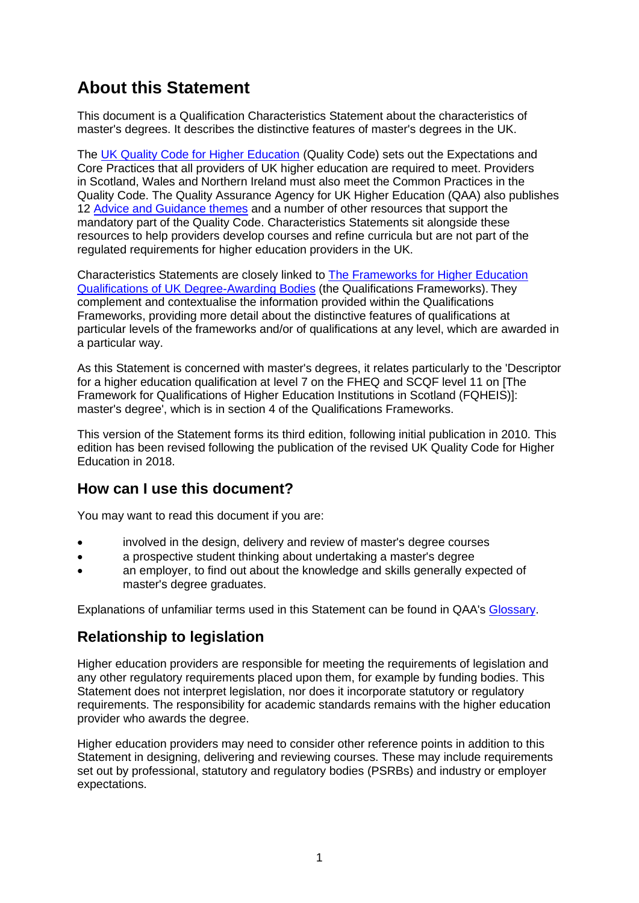# About this Statement

This document is a Qualification Characteristics Statement about the characteristics of master's degrees. It describes the distinctive features of master's degrees in the UK.

The [UK Quality Code for Higher Education](#) (Quality Code) sets out the Expectations and Core Practices that all providers of UK higher education are required to meet. Providers in Scotland, Wales and Northern Ireland must also meet the Common Practices in the Quality Code. The Quality Assurance Agency for UK Higher Education (QAA) also publishes 12 [Advice and Guidance themes](#) and a number of other resources that support the mandatory part of the Quality Code. Characteristics Statements sit alongside these resources to help providers develop courses and refine curricula but are not part of the regulated requirements for higher education providers in the UK.

Characteristics Statements are closely linked to [The Frameworks for Higher Education Qualifications of UK Degree-Awarding Bodies](#) (the Qualifications Frameworks). They complement and contextualise the information provided within the Qualifications Frameworks, providing more detail about the distinctive features of qualifications at particular levels of the frameworks and/or of qualifications at any level, which are awarded in a particular way.

As this Statement is concerned with master's degrees, it relates particularly to the 'Descriptor for a higher education qualification at level 7 on the FHEQ and SCQF level 11 on [The Framework for Qualifications of Higher Education Institutions in Scotland (FQHEIS)]: master's degree', which is in section 4 of the Qualifications Frameworks.

This version of the Statement forms its third edition, following initial publication in 2010. This edition has been revised following the publication of the revised UK Quality Code for Higher Education in 2018.

## How can I use this document?

You may want to read this document if you are:

- involved in the design, delivery and review of master's degree courses
- a prospective student thinking about undertaking a master's degree
- an employer, to find out about the knowledge and skills generally expected of master's degree graduates.

Explanations of unfamiliar terms used in this Statement can be found in QAA's [Glossary](#).

## Relationship to legislation

Higher education providers are responsible for meeting the requirements of legislation and any other regulatory requirements placed upon them, for example by funding bodies. This Statement does not interpret legislation, nor does it incorporate statutory or regulatory requirements. The responsibility for academic standards remains with the higher education provider who awards the degree.

Higher education providers may need to consider other reference points in addition to this Statement in designing, delivering and reviewing courses. These may include requirements set out by professional, statutory and regulatory bodies (PSRBs) and industry or employer expectations.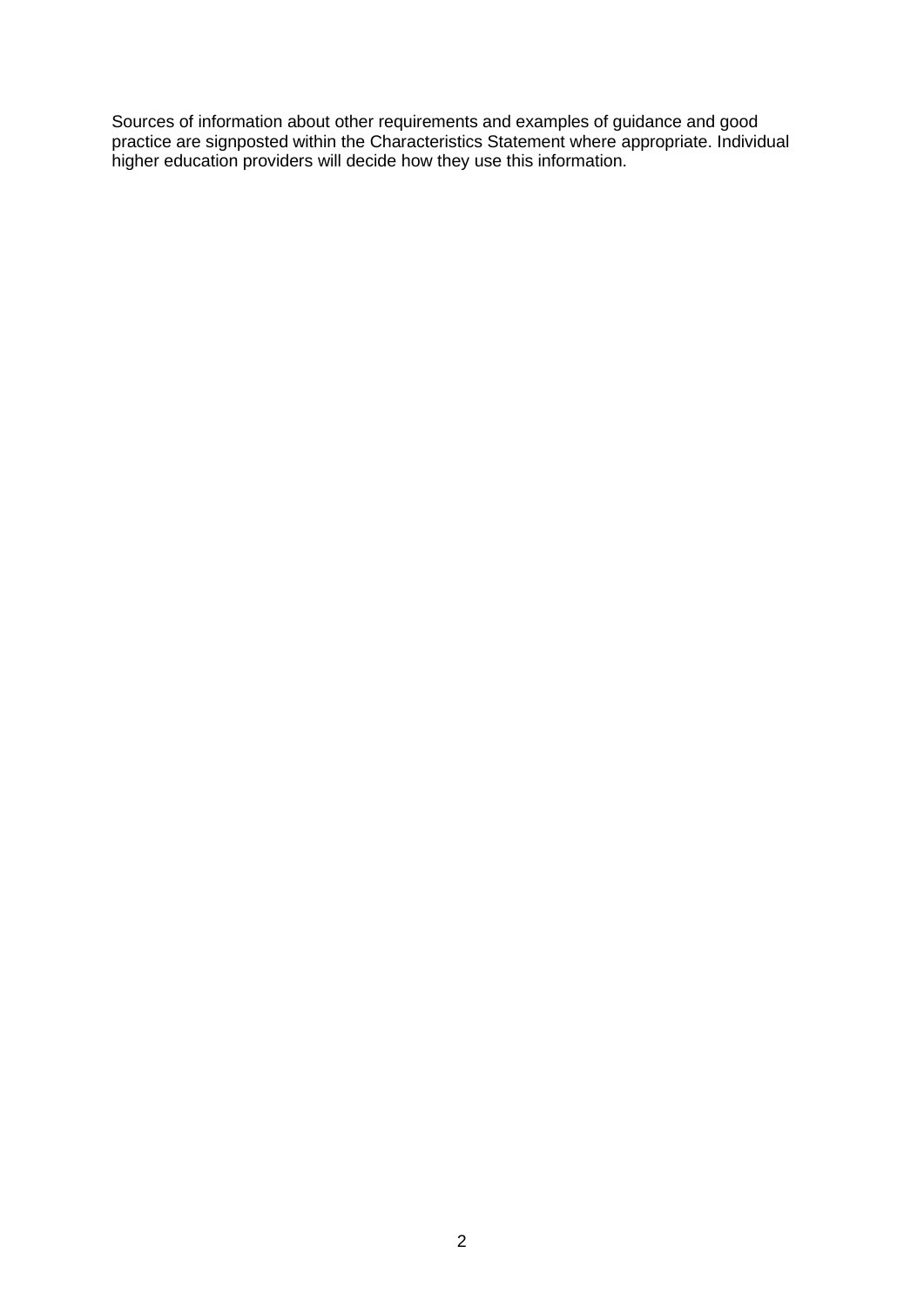Sources of information about other requirements and examples of guidance and good practice are signposted within the Characteristics Statement where appropriate. Individual higher education providers will decide how they use this information.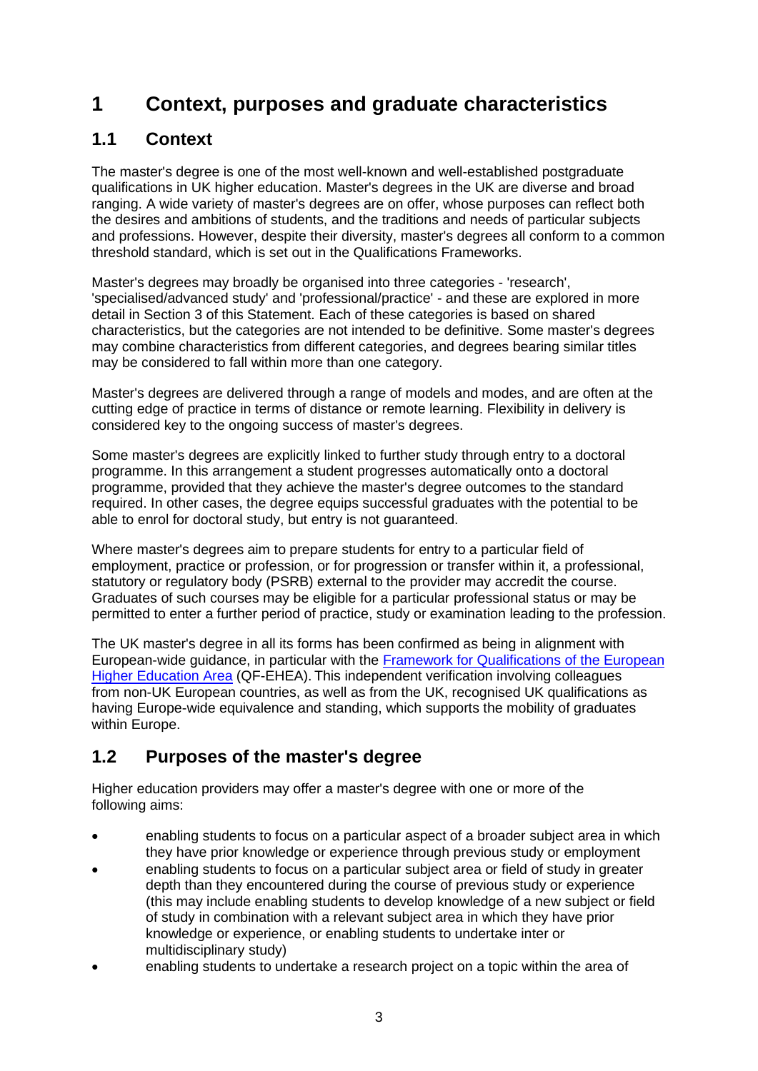# 1 Context, purposes and graduate characteristics

## 1.1 Context

The master's degree is one of the most well-known and well-established postgraduate qualifications in UK higher education. Master's degrees in the UK are diverse and broad ranging. A wide variety of master's degrees are on offer, whose purposes can reflect both the desires and ambitions of students, and the traditions and needs of particular subjects and professions. However, despite their diversity, master's degrees all conform to a common threshold standard, which is set out in the Qualifications Frameworks.

Master's degrees may broadly be organised into three categories - 'research', 'specialised/advanced study' and 'professional/practice' - and these are explored in more detail in Section 3 of this Statement. Each of these categories is based on shared characteristics, but the categories are not intended to be definitive. Some master's degrees may combine characteristics from different categories, and degrees bearing similar titles may be considered to fall within more than one category.

Master's degrees are delivered through a range of models and modes, and are often at the cutting edge of practice in terms of distance or remote learning. Flexibility in delivery is considered key to the ongoing success of master's degrees.

Some master's degrees are explicitly linked to further study through entry to a doctoral programme. In this arrangement a student progresses automatically onto a doctoral programme, provided that they achieve the master's degree outcomes to the standard required. In other cases, the degree equips successful graduates with the potential to be able to enrol for doctoral study, but entry is not guaranteed.

Where master's degrees aim to prepare students for entry to a particular field of employment, practice or profession, or for progression or transfer within it, a professional, statutory or regulatory body (PSRB) external to the provider may accredit the course. Graduates of such courses may be eligible for a particular professional status or may be permitted to enter a further period of practice, study or examination leading to the profession.

The UK master's degree in all its forms has been confirmed as being in alignment with European-wide guidance, in particular with the [Framework for Qualifications of the European Higher Education Area](#) (QF-EHEA). This independent verification involving colleagues from non-UK European countries, as well as from the UK, recognised UK qualifications as having Europe-wide equivalence and standing, which supports the mobility of graduates within Europe.

## 1.2 Purposes of the master's degree

Higher education providers may offer a master's degree with one or more of the following aims:

- enabling students to focus on a particular aspect of a broader subject area in which they have prior knowledge or experience through previous study or employment
- enabling students to focus on a particular subject area or field of study in greater depth than they encountered during the course of previous study or experience (this may include enabling students to develop knowledge of a new subject or field of study in combination with a relevant subject area in which they have prior knowledge or experience, or enabling students to undertake inter or multidisciplinary study)
- enabling students to undertake a research project on a topic within the area of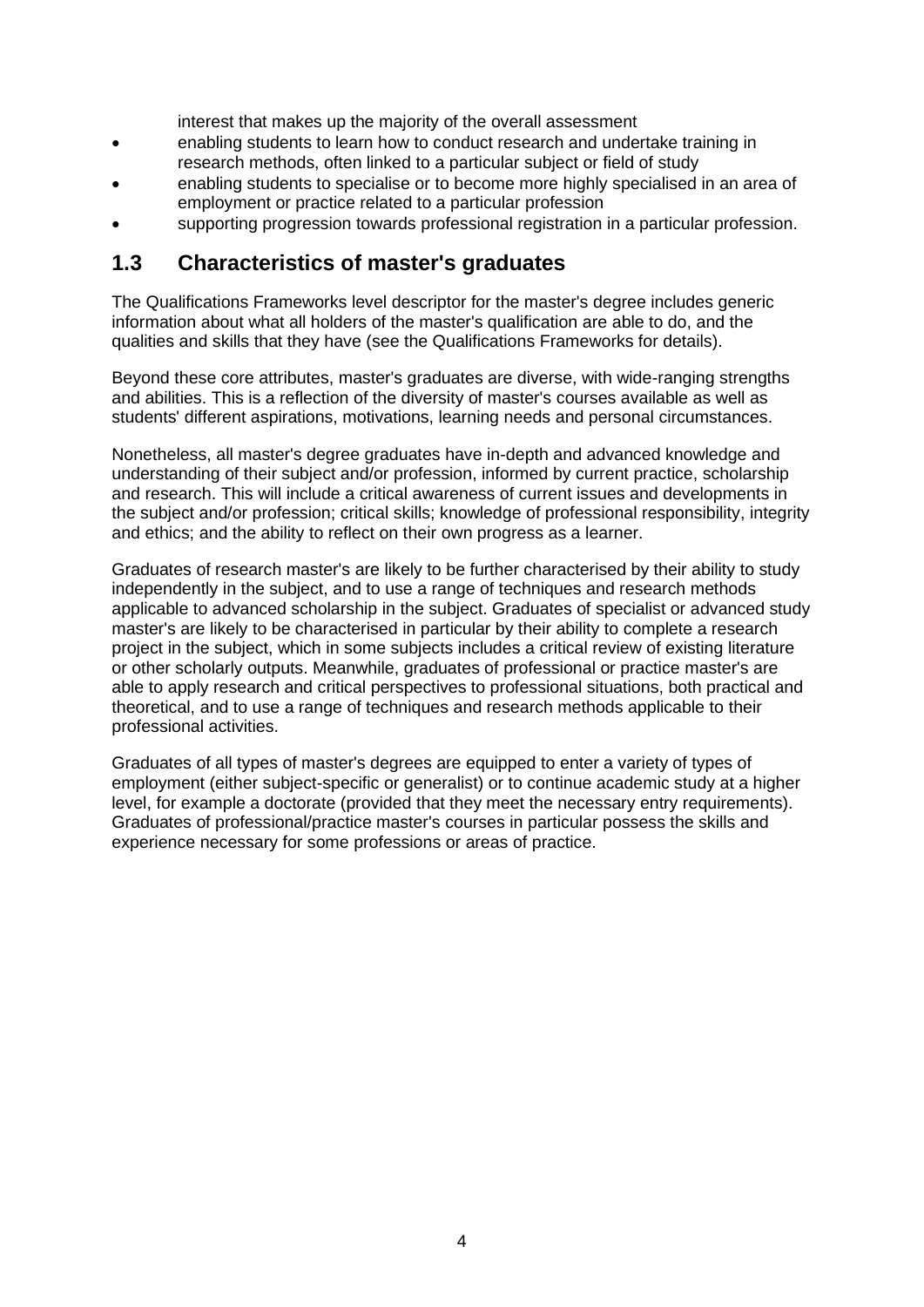interest that makes up the majority of the overall assessment

- enabling students to learn how to conduct research and undertake training in research methods, often linked to a particular subject or field of study
- enabling students to specialise or to become more highly specialised in an area of employment or practice related to a particular profession
- supporting progression towards professional registration in a particular profession.

## 1.3 Characteristics of master's graduates

The Qualifications Frameworks level descriptor for the master's degree includes generic information about what all holders of the master's qualification are able to do, and the qualities and skills that they have (see the Qualifications Frameworks for details).

Beyond these core attributes, master's graduates are diverse, with wide-ranging strengths and abilities. This is a reflection of the diversity of master's courses available as well as students' different aspirations, motivations, learning needs and personal circumstances.

Nonetheless, all master's degree graduates have in-depth and advanced knowledge and understanding of their subject and/or profession, informed by current practice, scholarship and research. This will include a critical awareness of current issues and developments in the subject and/or profession; critical skills; knowledge of professional responsibility, integrity and ethics; and the ability to reflect on their own progress as a learner.

Graduates of research master's are likely to be further characterised by their ability to study independently in the subject, and to use a range of techniques and research methods applicable to advanced scholarship in the subject. Graduates of specialist or advanced study master's are likely to be characterised in particular by their ability to complete a research project in the subject, which in some subjects includes a critical review of existing literature or other scholarly outputs. Meanwhile, graduates of professional or practice master's are able to apply research and critical perspectives to professional situations, both practical and theoretical, and to use a range of techniques and research methods applicable to their professional activities.

Graduates of all types of master's degrees are equipped to enter a variety of types of employment (either subject-specific or generalist) or to continue academic study at a higher level, for example a doctorate (provided that they meet the necessary entry requirements). Graduates of professional/practice master's courses in particular possess the skills and experience necessary for some professions or areas of practice.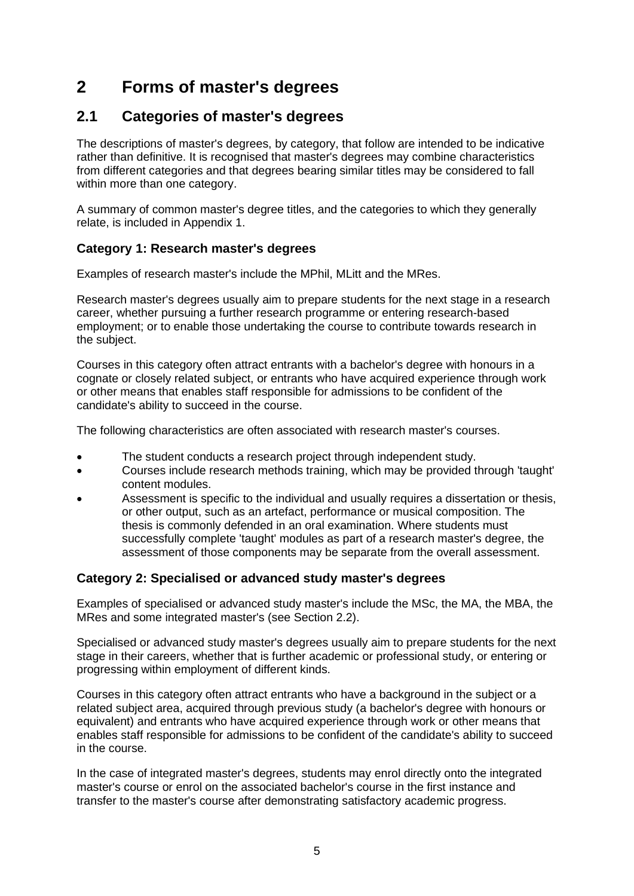# 2 Forms of master's degrees

## 2.1 Categories of master's degrees

The descriptions of master's degrees, by category, that follow are intended to be indicative rather than definitive. It is recognised that master's degrees may combine characteristics from different categories and that degrees bearing similar titles may be considered to fall within more than one category.

A summary of common master's degree titles, and the categories to which they generally relate, is included in Appendix 1.

### Category 1: Research master's degrees

Examples of research master's include the MPhil, MLitt and the MRes.

Research master's degrees usually aim to prepare students for the next stage in a research career, whether pursuing a further research programme or entering research-based employment; or to enable those undertaking the course to contribute towards research in the subject.

Courses in this category often attract entrants with a bachelor's degree with honours in a cognate or closely related subject, or entrants who have acquired experience through work or other means that enables staff responsible for admissions to be confident of the candidate's ability to succeed in the course.

The following characteristics are often associated with research master's courses.

- The student conducts a research project through independent study.
- Courses include research methods training, which may be provided through 'taught' content modules.
- Assessment is specific to the individual and usually requires a dissertation or thesis, or other output, such as an artefact, performance or musical composition. The thesis is commonly defended in an oral examination. Where students must successfully complete 'taught' modules as part of a research master's degree, the assessment of those components may be separate from the overall assessment.

### Category 2: Specialised or advanced study master's degrees

Examples of specialised or advanced study master's include the MSc, the MA, the MBA, the MRes and some integrated master's (see Section 2.2).

Specialised or advanced study master's degrees usually aim to prepare students for the next stage in their careers, whether that is further academic or professional study, or entering or progressing within employment of different kinds.

Courses in this category often attract entrants who have a background in the subject or a related subject area, acquired through previous study (a bachelor's degree with honours or equivalent) and entrants who have acquired experience through work or other means that enables staff responsible for admissions to be confident of the candidate's ability to succeed in the course.

In the case of integrated master's degrees, students may enrol directly onto the integrated master's course or enrol on the associated bachelor's course in the first instance and transfer to the master's course after demonstrating satisfactory academic progress.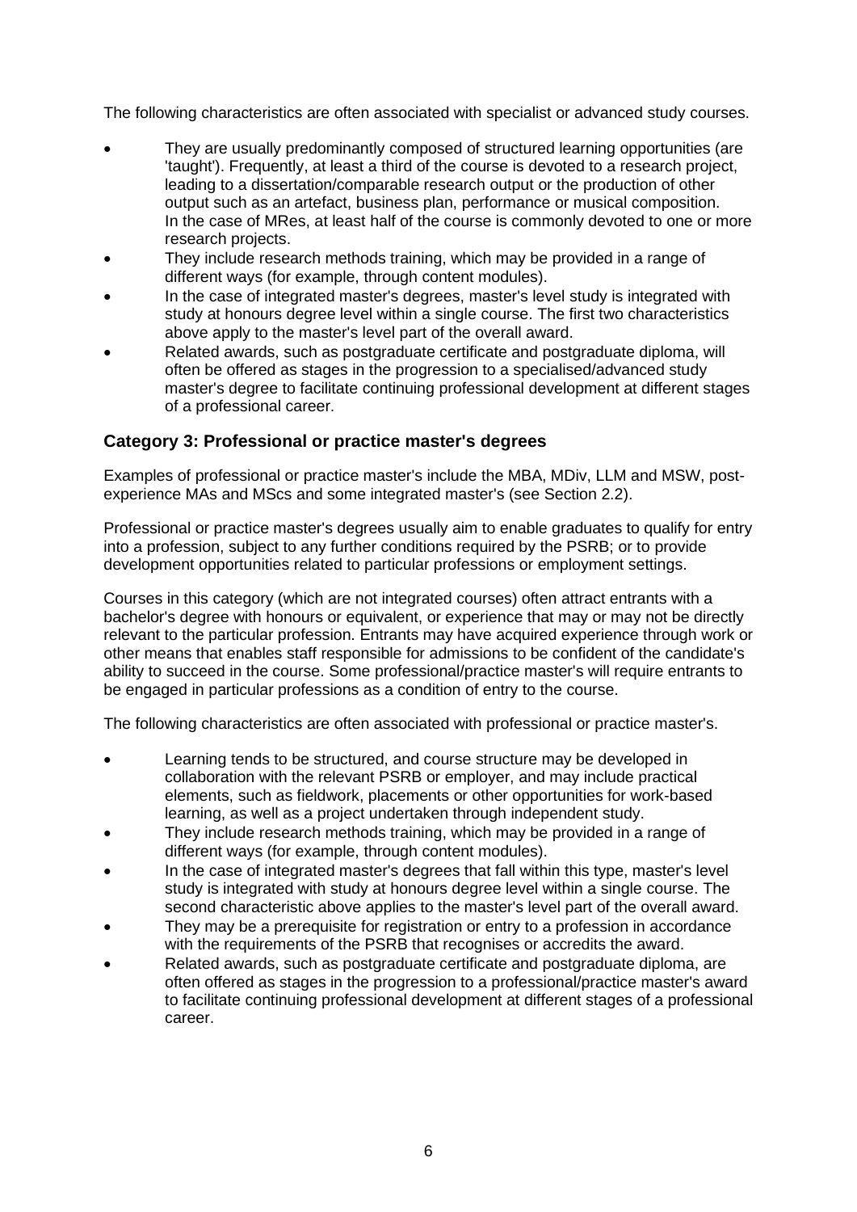The following characteristics are often associated with specialist or advanced study courses.

- They are usually predominantly composed of structured learning opportunities (are 'taught'). Frequently, at least a third of the course is devoted to a research project, leading to a dissertation/comparable research output or the production of other output such as an artefact, business plan, performance or musical composition. In the case of MRes, at least half of the course is commonly devoted to one or more research projects.
- They include research methods training, which may be provided in a range of different ways (for example, through content modules).
- In the case of integrated master's degrees, master's level study is integrated with study at honours degree level within a single course. The first two characteristics above apply to the master's level part of the overall award.
- Related awards, such as postgraduate certificate and postgraduate diploma, will often be offered as stages in the progression to a specialised/advanced study master's degree to facilitate continuing professional development at different stages of a professional career.

### Category 3: Professional or practice master's degrees

Examples of professional or practice master's include the MBA, MDiv, LLM and MSW, post-experience MAs and MScs and some integrated master's (see Section 2.2).

Professional or practice master's degrees usually aim to enable graduates to qualify for entry into a profession, subject to any further conditions required by the PSRB; or to provide development opportunities related to particular professions or employment settings.

Courses in this category (which are not integrated courses) often attract entrants with a bachelor's degree with honours or equivalent, or experience that may or may not be directly relevant to the particular profession. Entrants may have acquired experience through work or other means that enables staff responsible for admissions to be confident of the candidate's ability to succeed in the course. Some professional/practice master's will require entrants to be engaged in particular professions as a condition of entry to the course.

The following characteristics are often associated with professional or practice master's.

- Learning tends to be structured, and course structure may be developed in collaboration with the relevant PSRB or employer, and may include practical elements, such as fieldwork, placements or other opportunities for work-based learning, as well as a project undertaken through independent study.
- They include research methods training, which may be provided in a range of different ways (for example, through content modules).
- In the case of integrated master's degrees that fall within this type, master's level study is integrated with study at honours degree level within a single course. The second characteristic above applies to the master's level part of the overall award.
- They may be a prerequisite for registration or entry to a profession in accordance with the requirements of the PSRB that recognises or accredits the award.
- Related awards, such as postgraduate certificate and postgraduate diploma, are often offered as stages in the progression to a professional/practice master's award to facilitate continuing professional development at different stages of a professional career.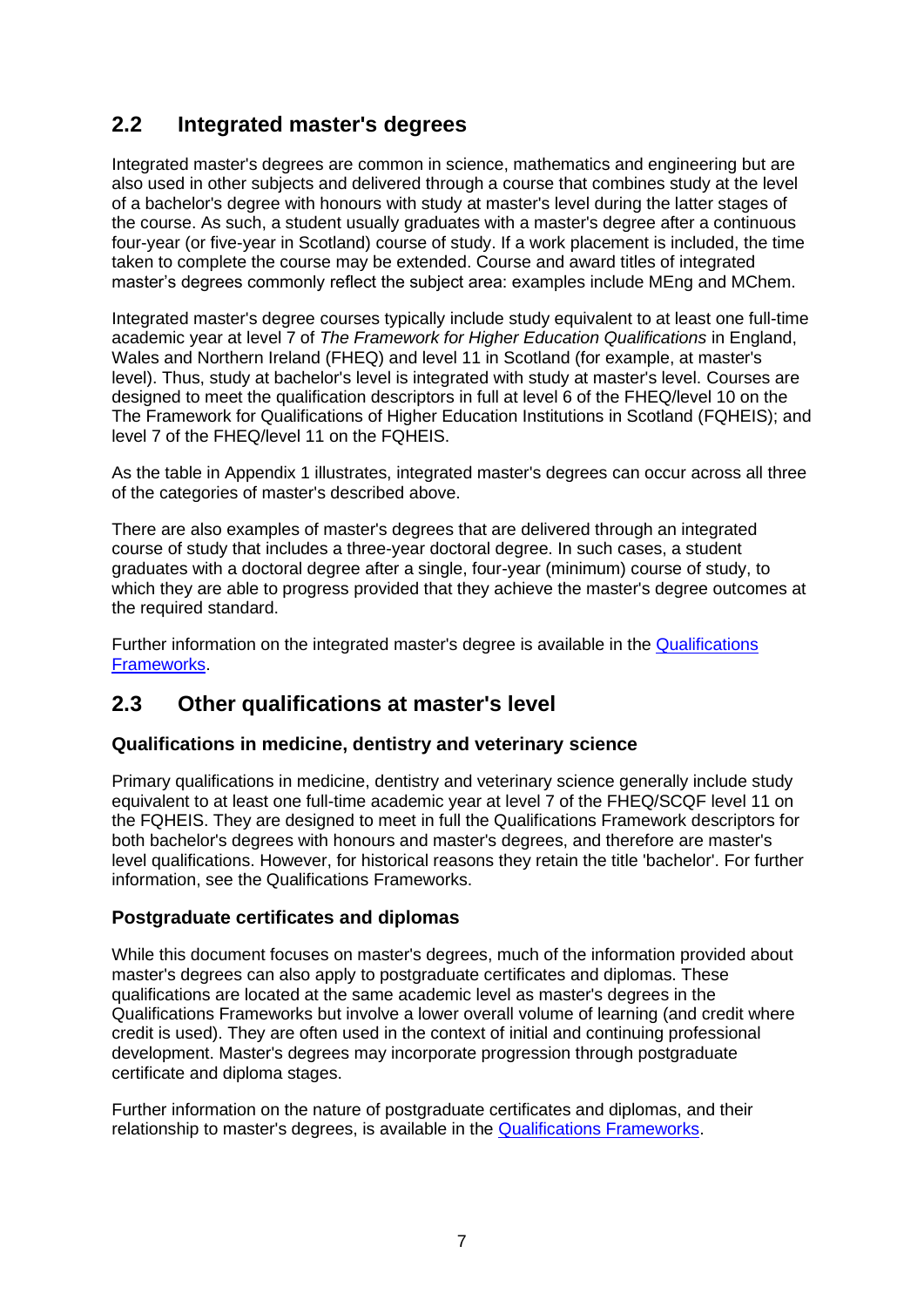## 2.2 Integrated master's degrees

Integrated master's degrees are common in science, mathematics and engineering but are also used in other subjects and delivered through a course that combines study at the level of a bachelor's degree with honours with study at master's level during the latter stages of the course. As such, a student usually graduates with a master's degree after a continuous four-year (or five-year in Scotland) course of study. If a work placement is included, the time taken to complete the course may be extended. Course and award titles of integrated master's degrees commonly reflect the subject area: examples include MEng and MChem.

Integrated master's degree courses typically include study equivalent to at least one full-time academic year at level 7 of *The Framework for Higher Education Qualifications* in England, Wales and Northern Ireland (FHEQ) and level 11 in Scotland (for example, at master's level). Thus, study at bachelor's level is integrated with study at master's level. Courses are designed to meet the qualification descriptors in full at level 6 of the FHEQ/level 10 on the The Framework for Qualifications of Higher Education Institutions in Scotland (FQHEIS); and level 7 of the FHEQ/level 11 on the FQHEIS.

As the table in Appendix 1 illustrates, integrated master's degrees can occur across all three of the categories of master's described above.

There are also examples of master's degrees that are delivered through an integrated course of study that includes a three-year doctoral degree. In such cases, a student graduates with a doctoral degree after a single, four-year (minimum) course of study, to which they are able to progress provided that they achieve the master's degree outcomes at the required standard.

Further information on the integrated master's degree is available in the [Qualifications Frameworks](#).

## 2.3 Other qualifications at master's level

### Qualifications in medicine, dentistry and veterinary science

Primary qualifications in medicine, dentistry and veterinary science generally include study equivalent to at least one full-time academic year at level 7 of the FHEQ/SCQF level 11 on the FQHEIS. They are designed to meet in full the Qualifications Framework descriptors for both bachelor's degrees with honours and master's degrees, and therefore are master's level qualifications. However, for historical reasons they retain the title 'bachelor'. For further information, see the Qualifications Frameworks.

### Postgraduate certificates and diplomas

While this document focuses on master's degrees, much of the information provided about master's degrees can also apply to postgraduate certificates and diplomas. These qualifications are located at the same academic level as master's degrees in the Qualifications Frameworks but involve a lower overall volume of learning (and credit where credit is used). They are often used in the context of initial and continuing professional development. Master's degrees may incorporate progression through postgraduate certificate and diploma stages.

Further information on the nature of postgraduate certificates and diplomas, and their relationship to master's degrees, is available in the [Qualifications Frameworks](#).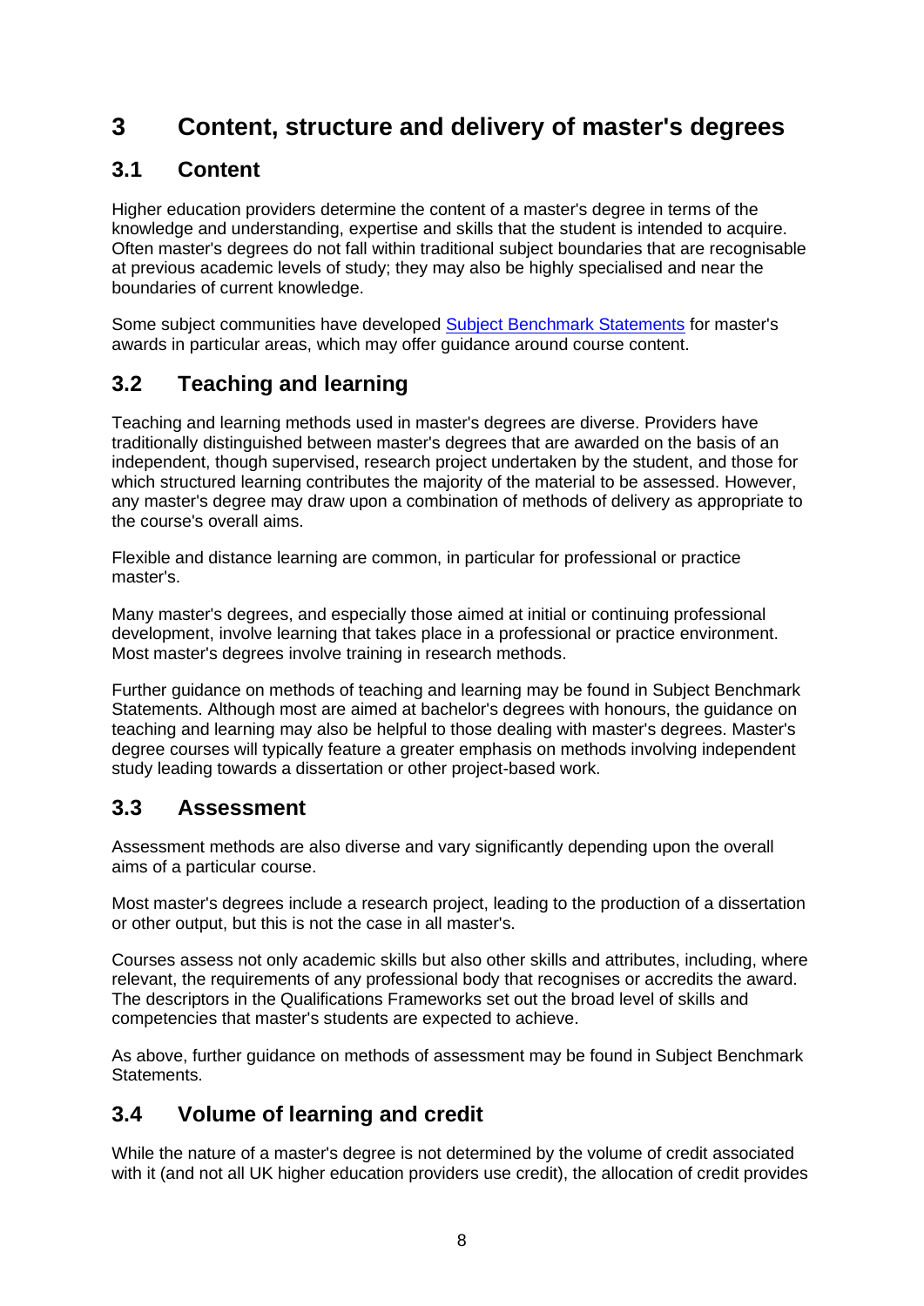# 3 Content, structure and delivery of master's degrees

## 3.1 Content

Higher education providers determine the content of a master's degree in terms of the knowledge and understanding, expertise and skills that the student is intended to acquire. Often master's degrees do not fall within traditional subject boundaries that are recognisable at previous academic levels of study; they may also be highly specialised and near the boundaries of current knowledge.

Some subject communities have developed [Subject Benchmark Statements]() for master's awards in particular areas, which may offer guidance around course content.

## 3.2 Teaching and learning

Teaching and learning methods used in master's degrees are diverse. Providers have traditionally distinguished between master's degrees that are awarded on the basis of an independent, though supervised, research project undertaken by the student, and those for which structured learning contributes the majority of the material to be assessed. However, any master's degree may draw upon a combination of methods of delivery as appropriate to the course's overall aims.

Flexible and distance learning are common, in particular for professional or practice master's.

Many master's degrees, and especially those aimed at initial or continuing professional development, involve learning that takes place in a professional or practice environment. Most master's degrees involve training in research methods.

Further guidance on methods of teaching and learning may be found in Subject Benchmark Statements. Although most are aimed at bachelor's degrees with honours, the guidance on teaching and learning may also be helpful to those dealing with master's degrees. Master's degree courses will typically feature a greater emphasis on methods involving independent study leading towards a dissertation or other project-based work.

## 3.3 Assessment

Assessment methods are also diverse and vary significantly depending upon the overall aims of a particular course.

Most master's degrees include a research project, leading to the production of a dissertation or other output, but this is not the case in all master's.

Courses assess not only academic skills but also other skills and attributes, including, where relevant, the requirements of any professional body that recognises or accredits the award. The descriptors in the Qualifications Frameworks set out the broad level of skills and competencies that master's students are expected to achieve.

As above, further guidance on methods of assessment may be found in Subject Benchmark Statements.

## 3.4 Volume of learning and credit

While the nature of a master's degree is not determined by the volume of credit associated with it (and not all UK higher education providers use credit), the allocation of credit provides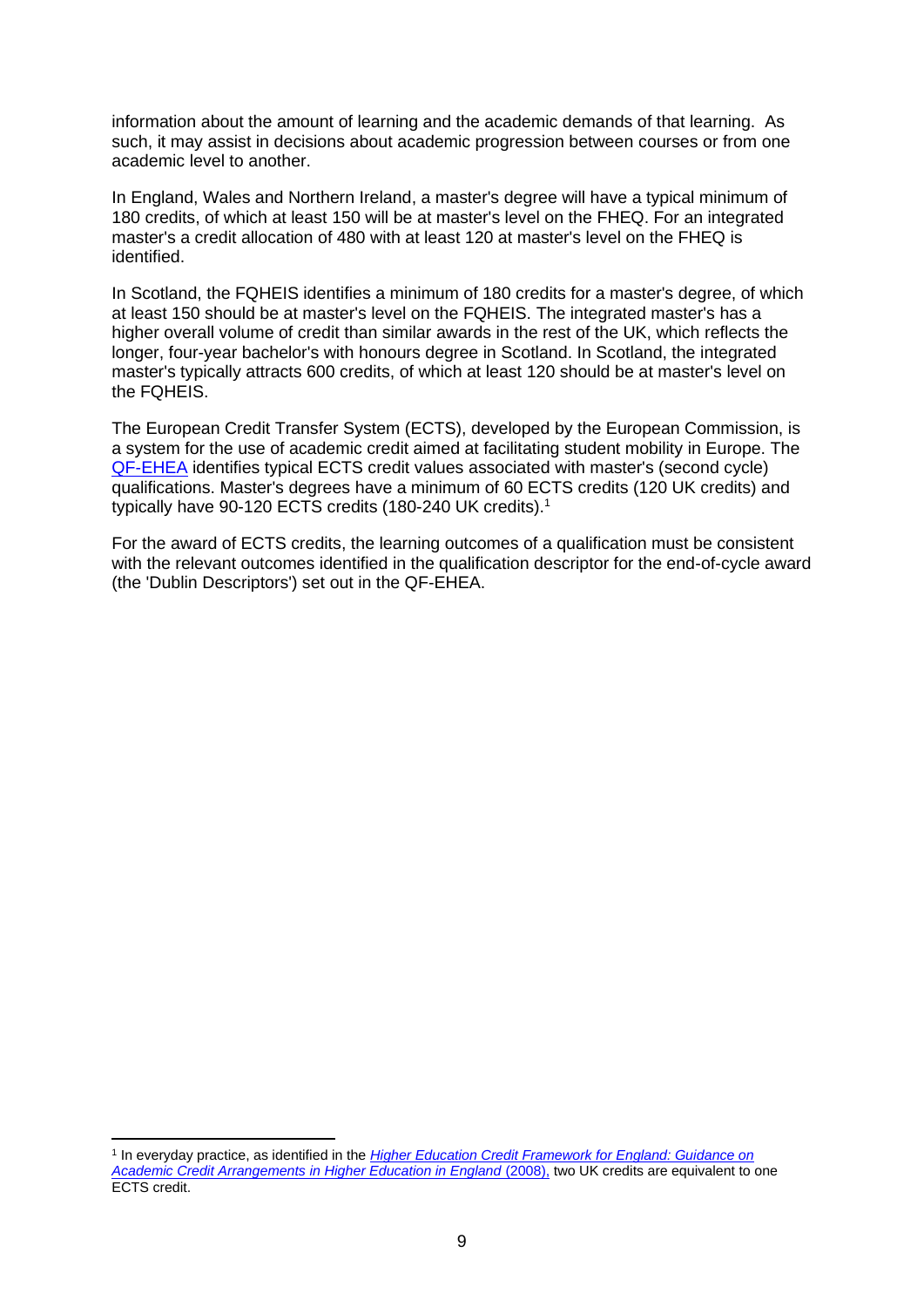information about the amount of learning and the academic demands of that learning. As such, it may assist in decisions about academic progression between courses or from one academic level to another.

In England, Wales and Northern Ireland, a master's degree will have a typical minimum of 180 credits, of which at least 150 will be at master's level on the FHEQ. For an integrated master's a credit allocation of 480 with at least 120 at master's level on the FHEQ is identified.

In Scotland, the FQHEIS identifies a minimum of 180 credits for a master's degree, of which at least 150 should be at master's level on the FQHEIS. The integrated master's has a higher overall volume of credit than similar awards in the rest of the UK, which reflects the longer, four-year bachelor's with honours degree in Scotland. In Scotland, the integrated master's typically attracts 600 credits, of which at least 120 should be at master's level on the FQHEIS.

The European Credit Transfer System (ECTS), developed by the European Commission, is a system for the use of academic credit aimed at facilitating student mobility in Europe. The QF-EHEA identifies typical ECTS credit values associated with master's (second cycle) qualifications. Master's degrees have a minimum of 60 ECTS credits (120 UK credits) and typically have 90-120 ECTS credits (180-240 UK credits).[1]

For the award of ECTS credits, the learning outcomes of a qualification must be consistent with the relevant outcomes identified in the qualification descriptor for the end-of-cycle award (the 'Dublin Descriptors') set out in the QF-EHEA.

---

[1] In everyday practice, as identified in the *Higher Education Credit Framework for England: Guidance on Academic Credit Arrangements in Higher Education in England* (2008), two UK credits are equivalent to one ECTS credit.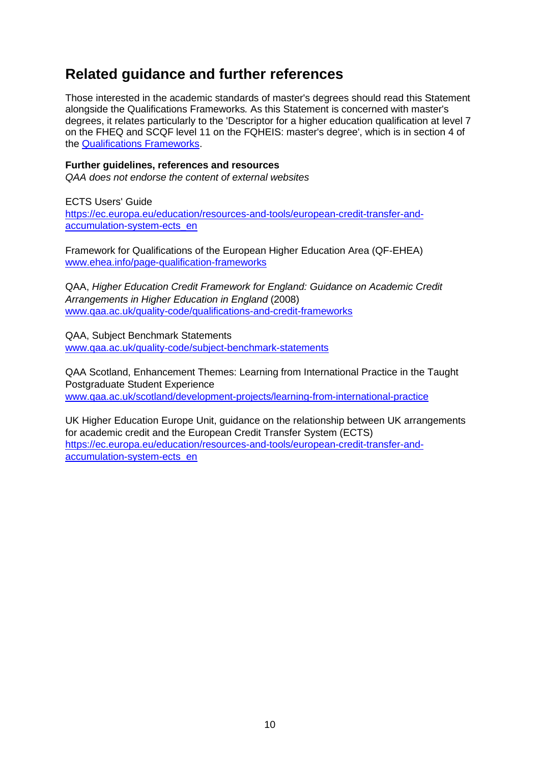## Related guidance and further references

Those interested in the academic standards of master's degrees should read this Statement alongside the Qualifications Frameworks. As this Statement is concerned with master's degrees, it relates particularly to the 'Descriptor for a higher education qualification at level 7 on the FHEQ and SCQF level 11 on the FQHEIS: master's degree', which is in section 4 of the Qualifications Frameworks.

**Further guidelines, references and resources**

*QAA does not endorse the content of external websites*

ECTS Users' Guide
https://ec.europa.eu/education/resources-and-tools/european-credit-transfer-and-accumulation-system-ects_en

Framework for Qualifications of the European Higher Education Area (QF-EHEA)
www.ehea.info/page-qualification-frameworks

QAA, *Higher Education Credit Framework for England: Guidance on Academic Credit Arrangements in Higher Education in England* (2008)
www.qaa.ac.uk/quality-code/qualifications-and-credit-frameworks

QAA, Subject Benchmark Statements
www.qaa.ac.uk/quality-code/subject-benchmark-statements

QAA Scotland, Enhancement Themes: Learning from International Practice in the Taught Postgraduate Student Experience
www.qaa.ac.uk/scotland/development-projects/learning-from-international-practice

UK Higher Education Europe Unit, guidance on the relationship between UK arrangements for academic credit and the European Credit Transfer System (ECTS)
https://ec.europa.eu/education/resources-and-tools/european-credit-transfer-and-accumulation-system-ects_en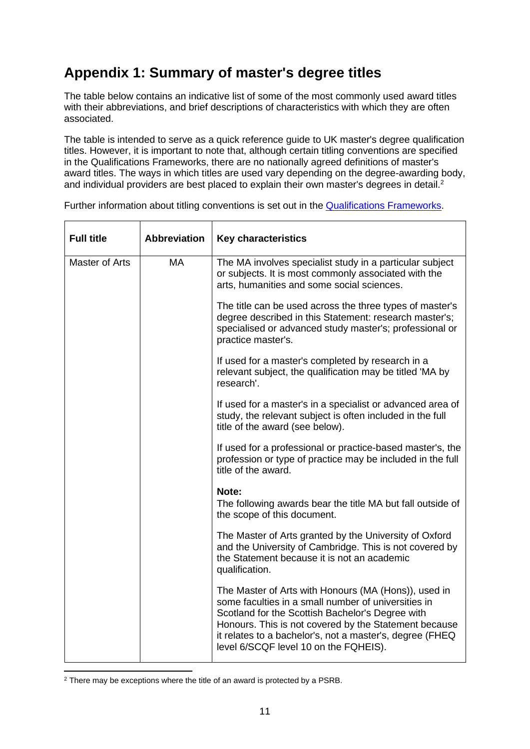## Appendix 1: Summary of master's degree titles

The table below contains an indicative list of some of the most commonly used award titles with their abbreviations, and brief descriptions of characteristics with which they are often associated.

The table is intended to serve as a quick reference guide to UK master's degree qualification titles. However, it is important to note that, although certain titling conventions are specified in the Qualifications Frameworks, there are no nationally agreed definitions of master's award titles. The ways in which titles are used vary depending on the degree-awarding body, and individual providers are best placed to explain their own master's degrees in detail.[2]

Further information about titling conventions is set out in the [Qualifications Frameworks](Qualifications Frameworks).

| Full title | Abbreviation | Key characteristics |
|---|---|---|
| Master of Arts | MA | The MA involves specialist study in a particular subject or subjects. It is most commonly associated with the arts, humanities and some social sciences.<br><br>The title can be used across the three types of master's degree described in this Statement: research master's; specialised or advanced study master's; professional or practice master's.<br><br>If used for a master's completed by research in a relevant subject, the qualification may be titled 'MA by research'.<br><br>If used for a master's in a specialist or advanced area of study, the relevant subject is often included in the full title of the award (see below).<br><br>If used for a professional or practice-based master's, the profession or type of practice may be included in the full title of the award.<br><br>**Note:**<br>The following awards bear the title MA but fall outside of the scope of this document.<br><br>The Master of Arts granted by the University of Oxford and the University of Cambridge. This is not covered by the Statement because it is not an academic qualification.<br><br>The Master of Arts with Honours (MA (Hons)), used in some faculties in a small number of universities in Scotland for the Scottish Bachelor's Degree with Honours. This is not covered by the Statement because it relates to a bachelor's, not a master's, degree (FHEQ level 6/SCQF level 10 on the FQHEIS). |

[2] There may be exceptions where the title of an award is protected by a PSRB.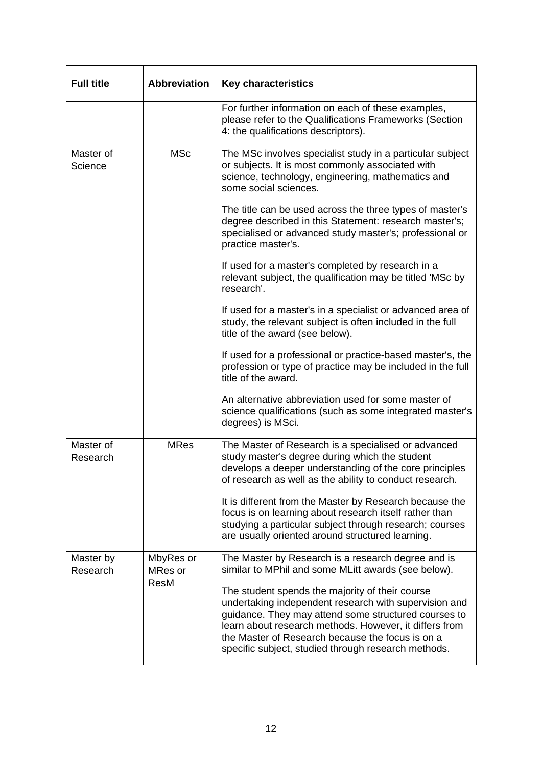| Full title | Abbreviation | Key characteristics |
|---|---|---|
| | | For further information on each of these examples, please refer to the Qualifications Frameworks (Section 4: the qualifications descriptors). |
| Master of Science | MSc | The MSc involves specialist study in a particular subject or subjects. It is most commonly associated with science, technology, engineering, mathematics and some social sciences.<br><br>The title can be used across the three types of master's degree described in this Statement: research master's; specialised or advanced study master's; professional or practice master's.<br><br>If used for a master's completed by research in a relevant subject, the qualification may be titled 'MSc by research'.<br><br>If used for a master's in a specialist or advanced area of study, the relevant subject is often included in the full title of the award (see below).<br><br>If used for a professional or practice-based master's, the profession or type of practice may be included in the full title of the award.<br><br>An alternative abbreviation used for some master of science qualifications (such as some integrated master's degrees) is MSci. |
| Master of Research | MRes | The Master of Research is a specialised or advanced study master's degree during which the student develops a deeper understanding of the core principles of research as well as the ability to conduct research.<br><br>It is different from the Master by Research because the focus is on learning about research itself rather than studying a particular subject through research; courses are usually oriented around structured learning. |
| Master by Research | MbyRes or MRes or ResM | The Master by Research is a research degree and is similar to MPhil and some MLitt awards (see below).<br><br>The student spends the majority of their course undertaking independent research with supervision and guidance. They may attend some structured courses to learn about research methods. However, it differs from the Master of Research because the focus is on a specific subject, studied through research methods. |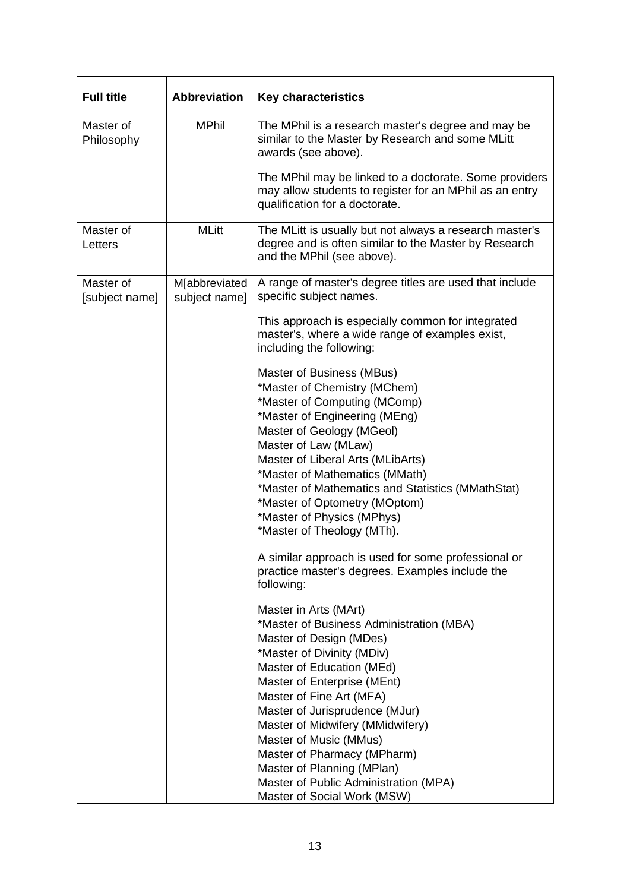| Full title | Abbreviation | Key characteristics |
| --- | --- | --- |
| Master of Philosophy | MPhil | The MPhil is a research master's degree and may be similar to the Master by Research and some MLitt awards (see above).<br><br>The MPhil may be linked to a doctorate. Some providers may allow students to register for an MPhil as an entry qualification for a doctorate. |
| Master of Letters | MLitt | The MLitt is usually but not always a research master's degree and is often similar to the Master by Research and the MPhil (see above). |
| Master of [subject name] | M[abbreviated subject name] | A range of master's degree titles are used that include specific subject names.<br><br>This approach is especially common for integrated master's, where a wide range of examples exist, including the following:<br><br>Master of Business (MBus)<br>*Master of Chemistry (MChem)<br>*Master of Computing (MComp)<br>*Master of Engineering (MEng)<br>Master of Geology (MGeol)<br>Master of Law (MLaw)<br>Master of Liberal Arts (MLibArts)<br>*Master of Mathematics (MMath)<br>*Master of Mathematics and Statistics (MMathStat)<br>*Master of Optometry (MOptom)<br>*Master of Physics (MPhys)<br>*Master of Theology (MTh).<br><br>A similar approach is used for some professional or practice master's degrees. Examples include the following:<br><br>Master in Arts (MArt)<br>*Master of Business Administration (MBA)<br>Master of Design (MDes)<br>*Master of Divinity (MDiv)<br>Master of Education (MEd)<br>Master of Enterprise (MEnt)<br>Master of Fine Art (MFA)<br>Master of Jurisprudence (MJur)<br>Master of Midwifery (MMidwifery)<br>Master of Music (MMus)<br>Master of Pharmacy (MPharm)<br>Master of Planning (MPlan)<br>Master of Public Administration (MPA)<br>Master of Social Work (MSW) |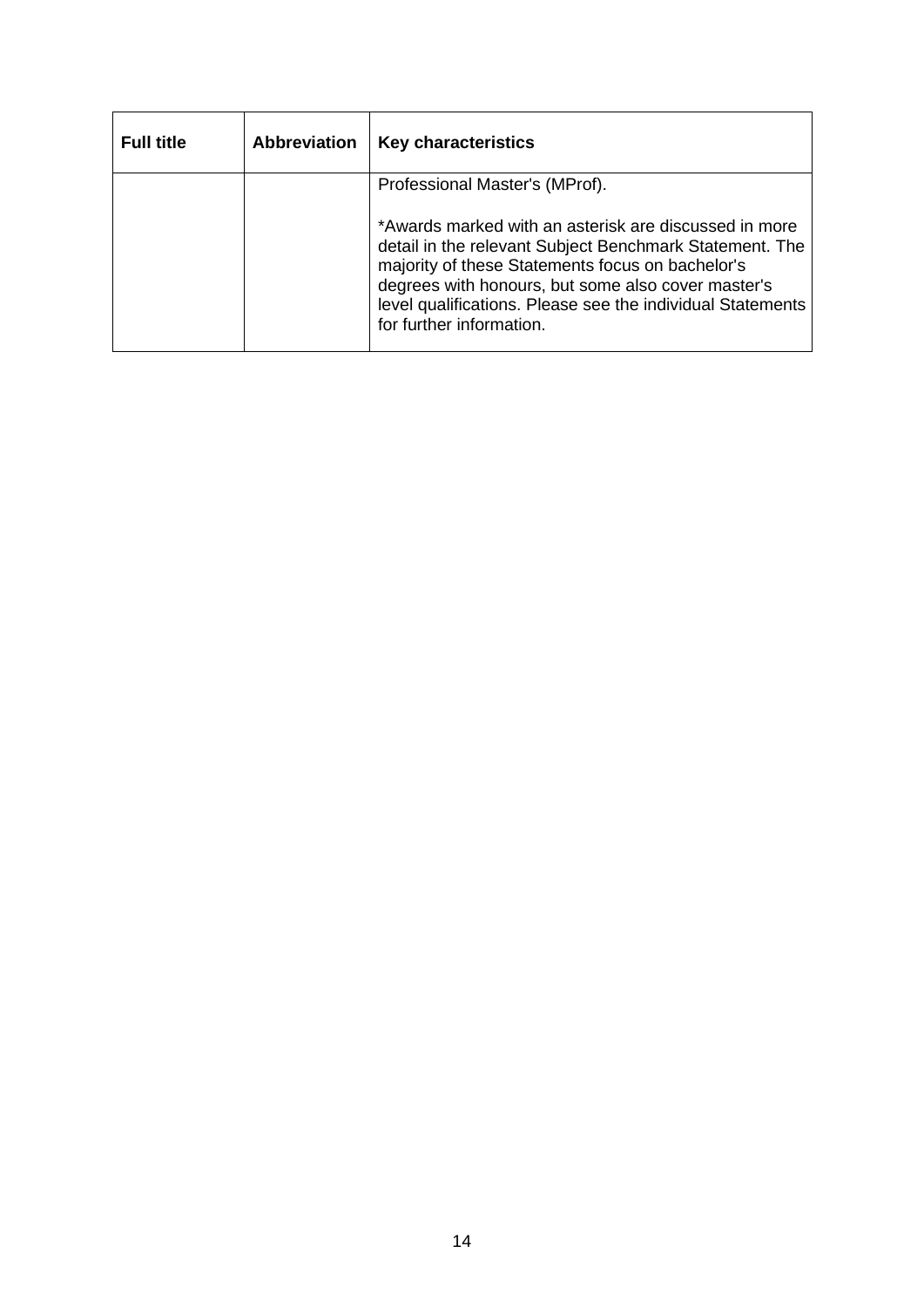| Full title | Abbreviation | Key characteristics |
|---|---|---|
| | | Professional Master's (MProf).<br><br>*Awards marked with an asterisk are discussed in more detail in the relevant Subject Benchmark Statement. The majority of these Statements focus on bachelor's degrees with honours, but some also cover master's level qualifications. Please see the individual Statements for further information. |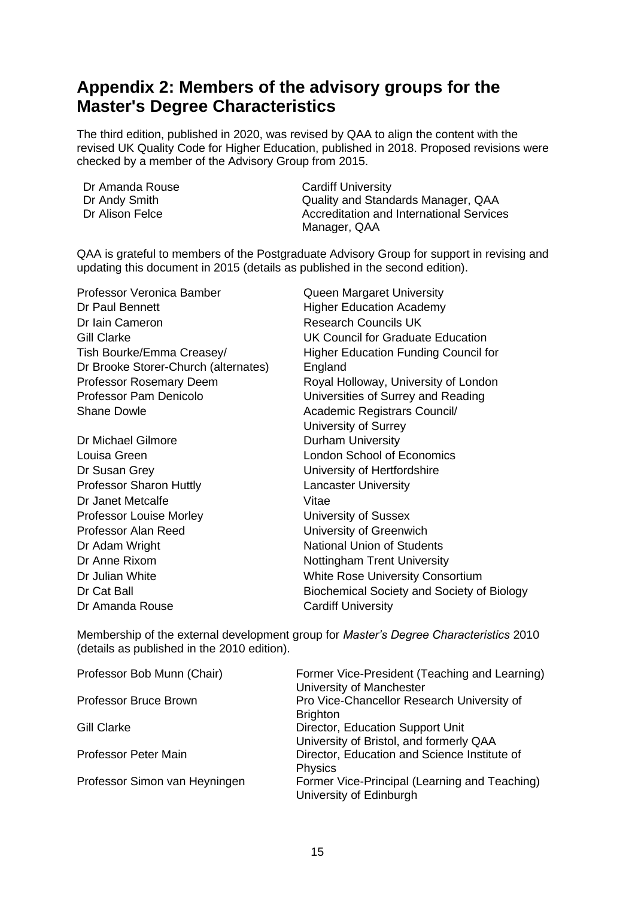## Appendix 2: Members of the advisory groups for the Master's Degree Characteristics

The third edition, published in 2020, was revised by QAA to align the content with the revised UK Quality Code for Higher Education, published in 2018. Proposed revisions were checked by a member of the Advisory Group from 2015.

| | |
|---|---|
| Dr Amanda Rouse | Cardiff University |
| Dr Andy Smith | Quality and Standards Manager, QAA |
| Dr Alison Felce | Accreditation and International Services Manager, QAA |

QAA is grateful to members of the Postgraduate Advisory Group for support in revising and updating this document in 2015 (details as published in the second edition).

| | |
|---|---|
| Professor Veronica Bamber | Queen Margaret University |
| Dr Paul Bennett | Higher Education Academy |
| Dr Iain Cameron | Research Councils UK |
| Gill Clarke | UK Council for Graduate Education |
| Tish Bourke/Emma Creasey/ Dr Brooke Storer-Church (alternates) | Higher Education Funding Council for England |
| Professor Rosemary Deem | Royal Holloway, University of London |
| Professor Pam Denicolo | Universities of Surrey and Reading |
| Shane Dowle | Academic Registrars Council/ University of Surrey |
| Dr Michael Gilmore | Durham University |
| Louisa Green | London School of Economics |
| Dr Susan Grey | University of Hertfordshire |
| Professor Sharon Huttly | Lancaster University |
| Dr Janet Metcalfe | Vitae |
| Professor Louise Morley | University of Sussex |
| Professor Alan Reed | University of Greenwich |
| Dr Adam Wright | National Union of Students |
| Dr Anne Rixom | Nottingham Trent University |
| Dr Julian White | White Rose University Consortium |
| Dr Cat Ball | Biochemical Society and Society of Biology |
| Dr Amanda Rouse | Cardiff University |

Membership of the external development group for *Master's Degree Characteristics* 2010 (details as published in the 2010 edition).

| | |
|---|---|
| Professor Bob Munn (Chair) | Former Vice-President (Teaching and Learning) University of Manchester |
| Professor Bruce Brown | Pro Vice-Chancellor Research University of Brighton |
| Gill Clarke | Director, Education Support Unit University of Bristol, and formerly QAA |
| Professor Peter Main | Director, Education and Science Institute of Physics |
| Professor Simon van Heyningen | Former Vice-Principal (Learning and Teaching) University of Edinburgh |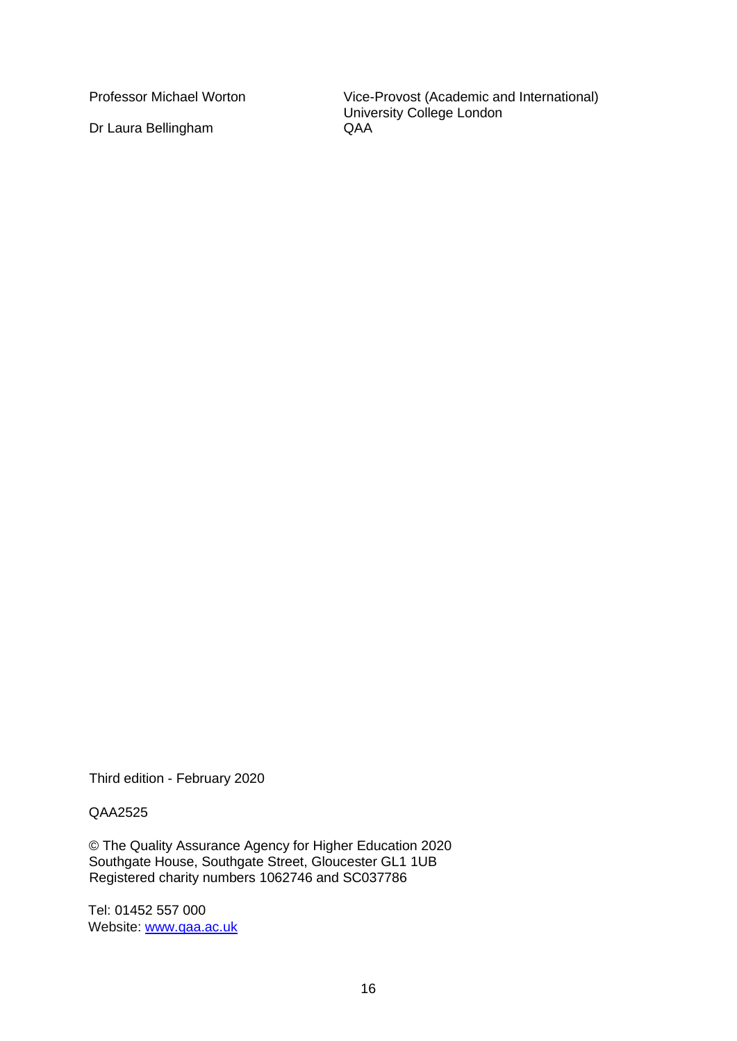| | |
|---|---|
| Professor Michael Worton | Vice-Provost (Academic and International) University College London |
| Dr Laura Bellingham | QAA |

Third edition - February 2020

QAA2525

© The Quality Assurance Agency for Higher Education 2020
Southgate House, Southgate Street, Gloucester GL1 1UB
Registered charity numbers 1062746 and SC037786

Tel: 01452 557 000
Website: [www.qaa.ac.uk](http://www.qaa.ac.uk)